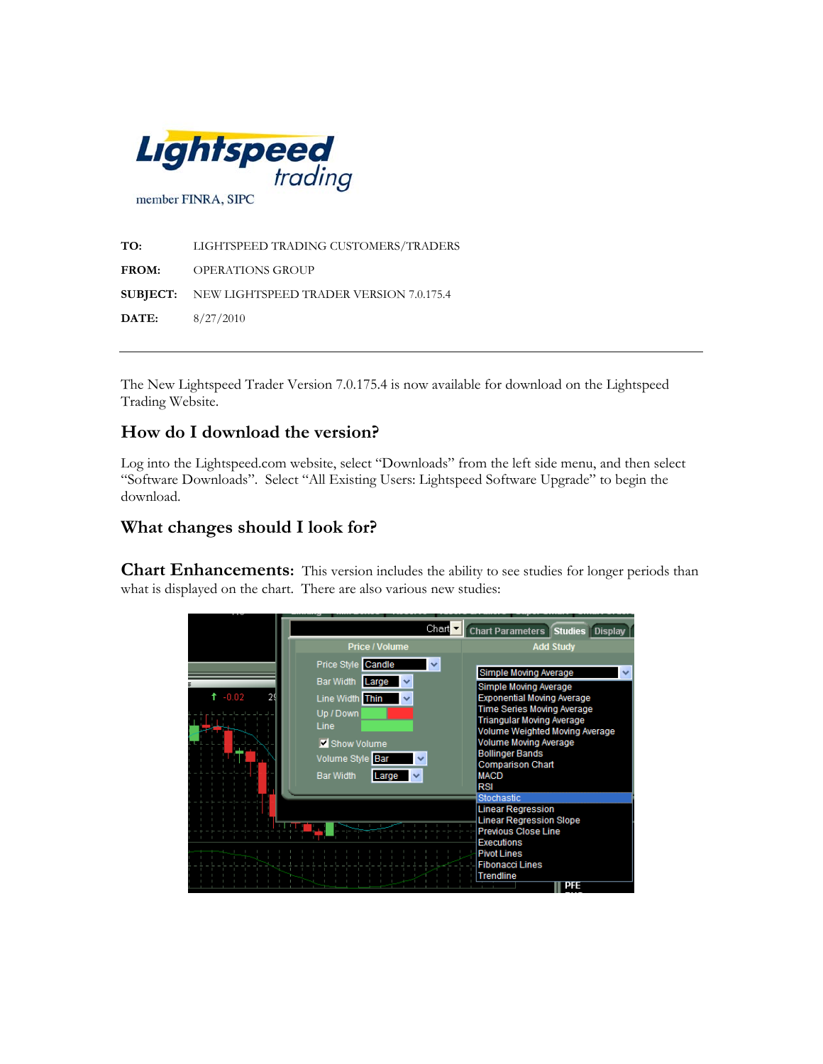**Lightspeed** *trading*

member FINRA, SIPC

**TO:** LIGHTSPEED TRADING CUSTOMERS/TRADERS

**FROM:** OPERATIONS GROUP

**SUBJECT:** NEW LIGHTSPEED TRADER VERSION 7.0.175.4

**DATE:** 8/27/2010

---

The New Lightspeed Trader Version 7.0.175.4 is now available for download on the Lightspeed Trading Website.

## How do I download the version?

Log into the Lightspeed.com website, select "Downloads" from the left side menu, and then select "Software Downloads". Select "All Existing Users: Lightspeed Software Upgrade" to begin the download.

## What changes should I look for?

**Chart Enhancements:** This version includes the ability to see studies for longer periods than what is displayed on the chart. There are also various new studies: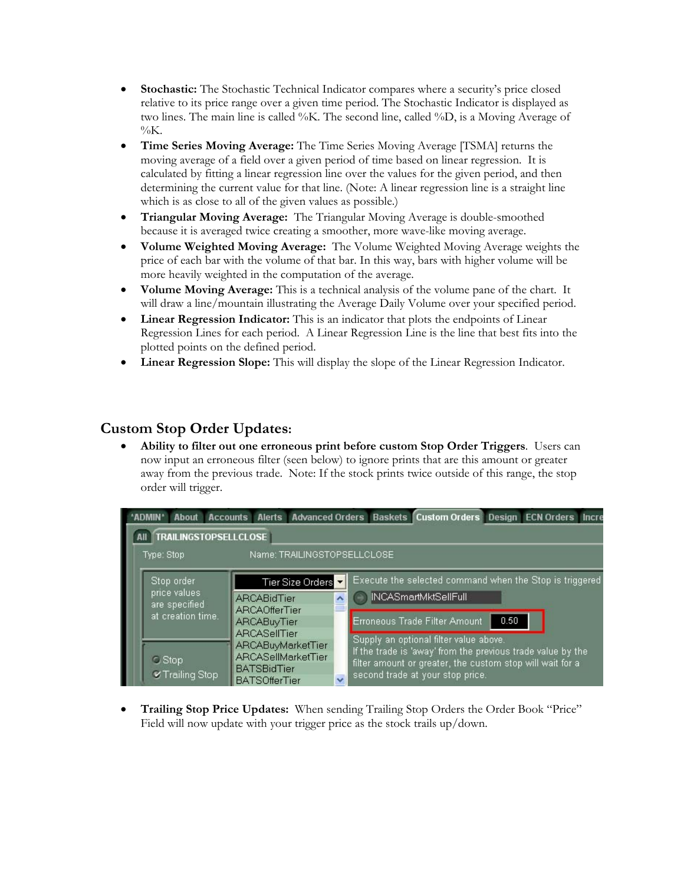- **Stochastic:** The Stochastic Technical Indicator compares where a security's price closed relative to its price range over a given time period. The Stochastic Indicator is displayed as two lines. The main line is called %K. The second line, called %D, is a Moving Average of %K.
- **Time Series Moving Average:** The Time Series Moving Average [TSMA] returns the moving average of a field over a given period of time based on linear regression. It is calculated by fitting a linear regression line over the values for the given period, and then determining the current value for that line. (Note: A linear regression line is a straight line which is as close to all of the given values as possible.)
- **Triangular Moving Average:** The Triangular Moving Average is double-smoothed because it is averaged twice creating a smoother, more wave-like moving average.
- **Volume Weighted Moving Average:** The Volume Weighted Moving Average weights the price of each bar with the volume of that bar. In this way, bars with higher volume will be more heavily weighted in the computation of the average.
- **Volume Moving Average:** This is a technical analysis of the volume pane of the chart. It will draw a line/mountain illustrating the Average Daily Volume over your specified period.
- **Linear Regression Indicator:** This is an indicator that plots the endpoints of Linear Regression Lines for each period. A Linear Regression Line is the line that best fits into the plotted points on the defined period.
- **Linear Regression Slope:** This will display the slope of the Linear Regression Indicator.

## Custom Stop Order Updates:

- **Ability to filter out one erroneous print before custom Stop Order Triggers**. Users can now input an erroneous filter (seen below) to ignore prints that are this amount or greater away from the previous trade. Note: If the stock prints twice outside of this range, the stop order will trigger.

- **Trailing Stop Price Updates:** When sending Trailing Stop Orders the Order Book "Price" Field will now update with your trigger price as the stock trails up/down.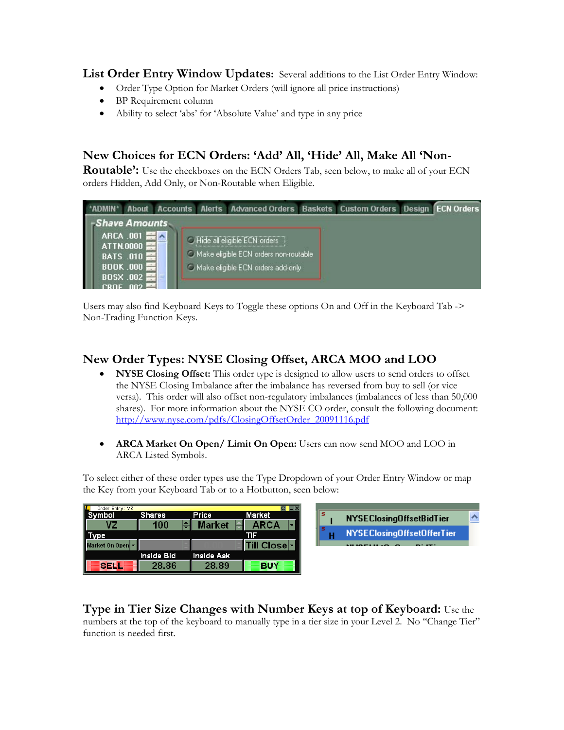**List Order Entry Window Updates:** Several additions to the List Order Entry Window:

- Order Type Option for Market Orders (will ignore all price instructions)
- BP Requirement column
- Ability to select 'abs' for 'Absolute Value' and type in any price

## New Choices for ECN Orders: 'Add' All, 'Hide' All, Make All 'Non-Routable':

Use the checkboxes on the ECN Orders Tab, seen below, to make all of your ECN orders Hidden, Add Only, or Non-Routable when Eligible.

Users may also find Keyboard Keys to Toggle these options On and Off in the Keyboard Tab -> Non-Trading Function Keys.

## New Order Types: NYSE Closing Offset, ARCA MOO and LOO

- **NYSE Closing Offset:** This order type is designed to allow users to send orders to offset the NYSE Closing Imbalance after the imbalance has reversed from buy to sell (or vice versa). This order will also offset non-regulatory imbalances (imbalances of less than 50,000 shares). For more information about the NYSE CO order, consult the following document: http://www.nyse.com/pdfs/ClosingOffsetOrder_20091116.pdf

- **ARCA Market On Open/ Limit On Open:** Users can now send MOO and LOO in ARCA Listed Symbols.

To select either of these order types use the Type Dropdown of your Order Entry Window or map the Key from your Keyboard Tab or to a Hotbutton, seen below:

**Type in Tier Size Changes with Number Keys at top of Keyboard:** Use the numbers at the top of the keyboard to manually type in a tier size in your Level 2. No "Change Tier" function is needed first.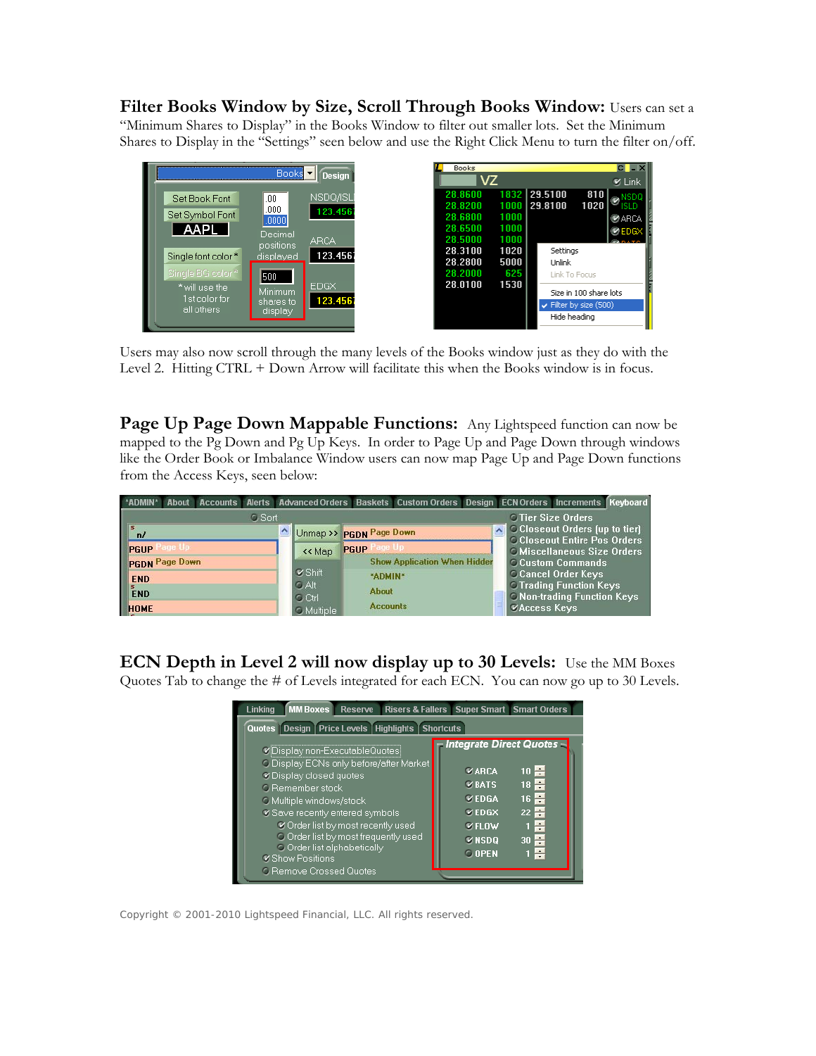**Filter Books Window by Size, Scroll Through Books Window:** Users can set a "Minimum Shares to Display" in the Books Window to filter out smaller lots. Set the Minimum Shares to Display in the "Settings" seen below and use the Right Click Menu to turn the filter on/off.

Users may also now scroll through the many levels of the Books window just as they do with the Level 2. Hitting CTRL + Down Arrow will facilitate this when the Books window is in focus.

**Page Up Page Down Mappable Functions:** Any Lightspeed function can now be mapped to the Pg Down and Pg Up Keys. In order to Page Up and Page Down through windows like the Order Book or Imbalance Window users can now map Page Up and Page Down functions from the Access Keys, seen below:

**ECN Depth in Level 2 will now display up to 30 Levels:** Use the MM Boxes Quotes Tab to change the # of Levels integrated for each ECN. You can now go up to 30 Levels.

Copyright © 2001-2010 Lightspeed Financial, LLC. All rights reserved.